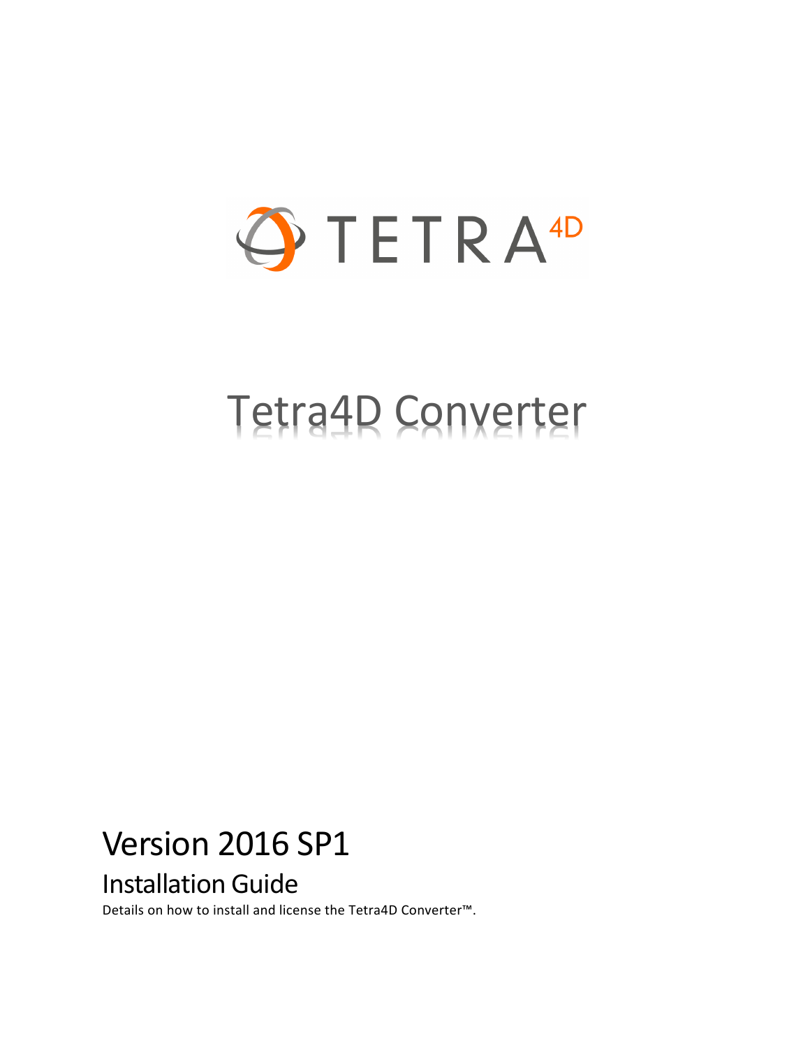TETRA 4D

# Tetra4D Converter

## Version 2016 SP1

### Installation Guide

Details on how to install and license the Tetra4D Converter™.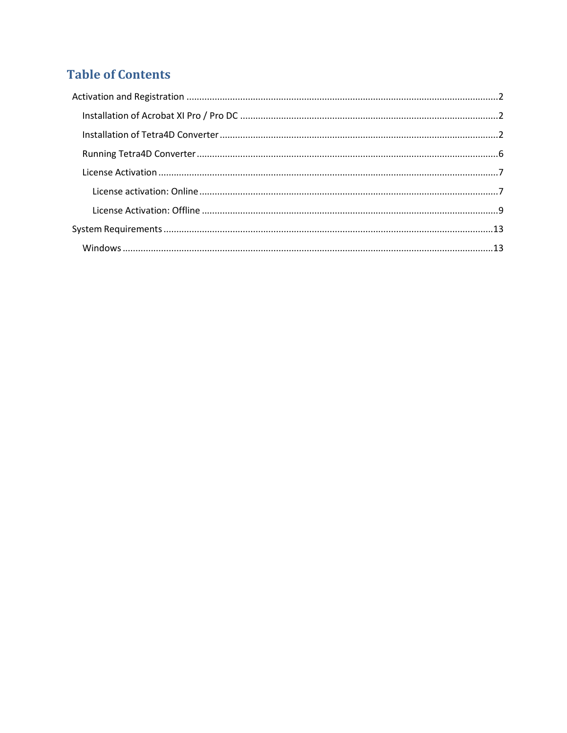# Table of Contents

- Activation and Registration .......... 2
  - Installation of Acrobat XI Pro / Pro DC .......... 2
  - Installation of Tetra4D Converter .......... 2
  - Running Tetra4D Converter .......... 6
  - License Activation .......... 7
    - License activation: Online .......... 7
    - License Activation: Offline .......... 9
- System Requirements .......... 13
  - Windows .......... 13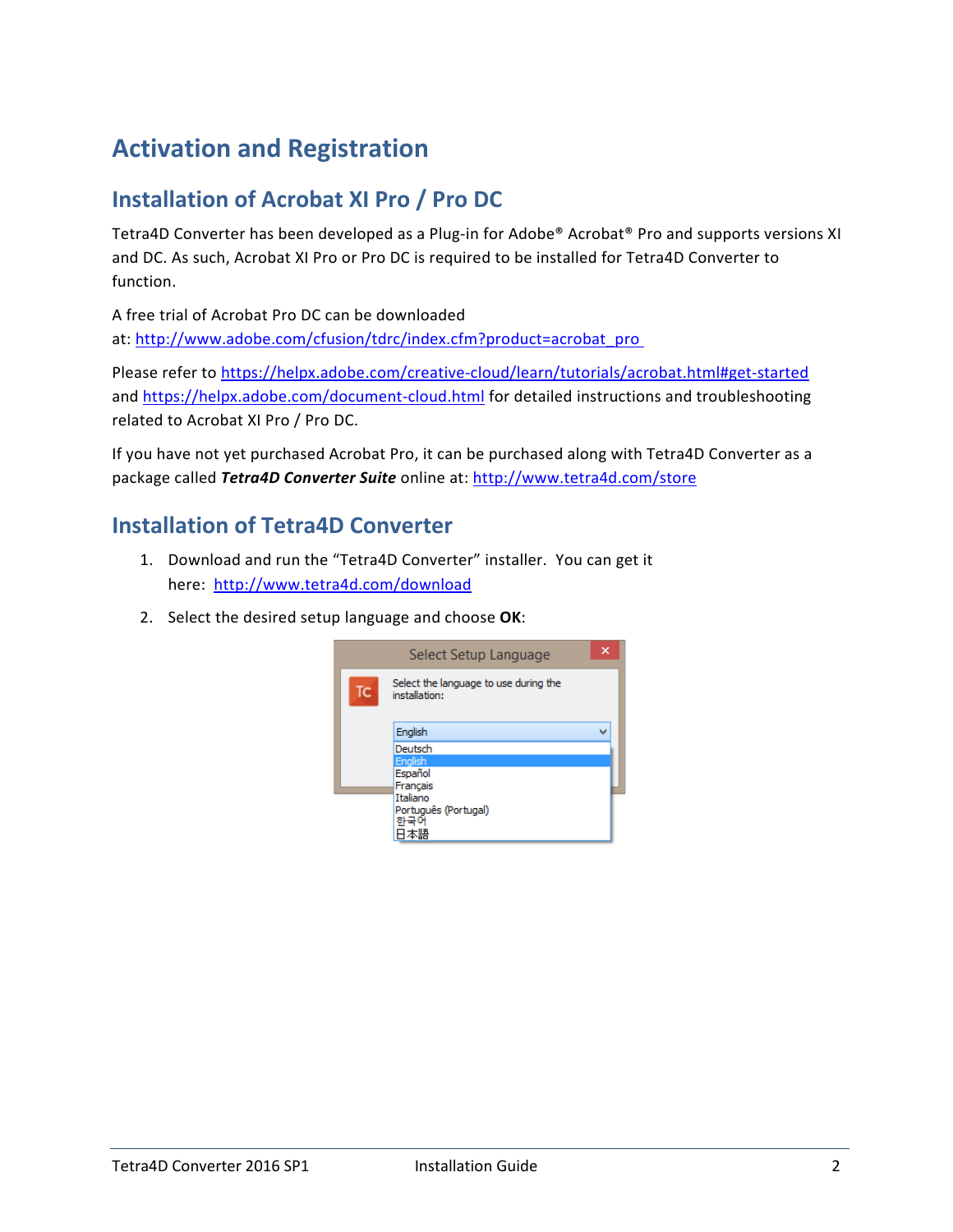# Activation and Registration

## Installation of Acrobat XI Pro / Pro DC

Tetra4D Converter has been developed as a Plug-in for Adobe® Acrobat® Pro and supports versions XI and DC. As such, Acrobat XI Pro or Pro DC is required to be installed for Tetra4D Converter to function.

A free trial of Acrobat Pro DC can be downloaded at: http://www.adobe.com/cfusion/tdrc/index.cfm?product=acrobat_pro

Please refer to https://helpx.adobe.com/creative-cloud/learn/tutorials/acrobat.html#get-started and https://helpx.adobe.com/document-cloud.html for detailed instructions and troubleshooting related to Acrobat XI Pro / Pro DC.

If you have not yet purchased Acrobat Pro, it can be purchased along with Tetra4D Converter as a package called ***Tetra4D Converter Suite*** online at: http://www.tetra4d.com/store

## Installation of Tetra4D Converter

1. Download and run the "Tetra4D Converter" installer. You can get it here: http://www.tetra4d.com/download
2. Select the desired setup language and choose **OK**: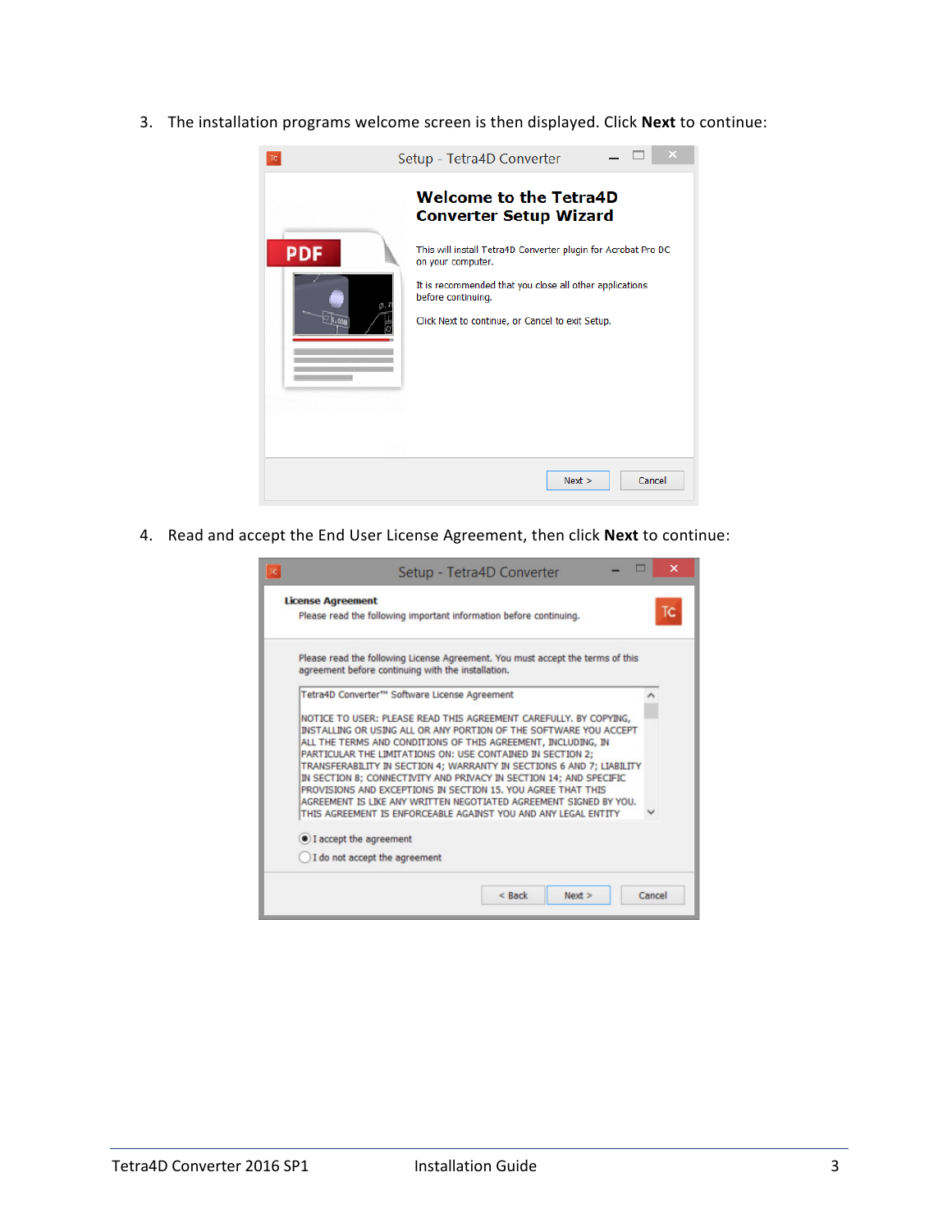3. The installation programs welcome screen is then displayed. Click **Next** to continue:

4. Read and accept the End User License Agreement, then click **Next** to continue: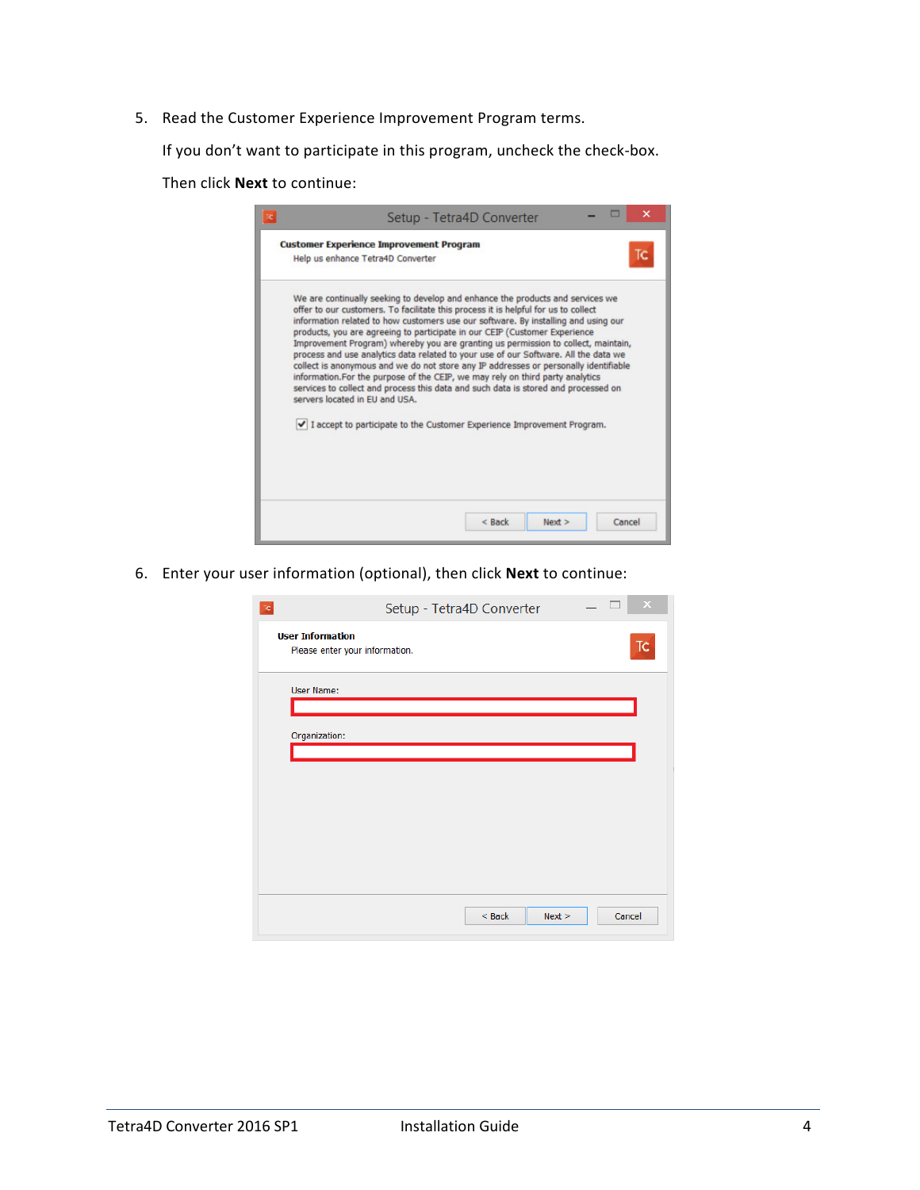5. Read the Customer Experience Improvement Program terms.

   If you don't want to participate in this program, uncheck the check-box.

   Then click **Next** to continue:

6. Enter your user information (optional), then click **Next** to continue: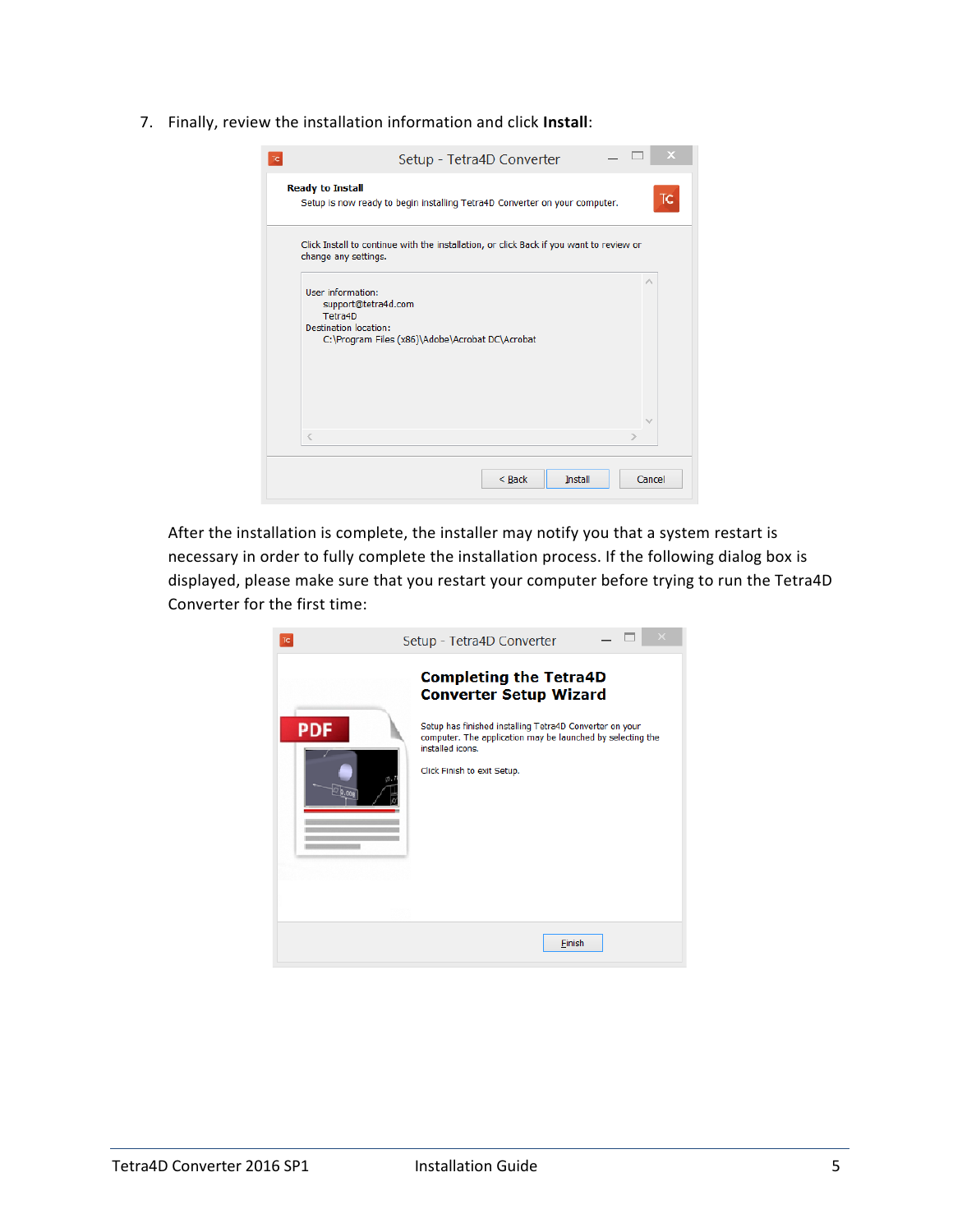7. Finally, review the installation information and click **Install**:

After the installation is complete, the installer may notify you that a system restart is necessary in order to fully complete the installation process. If the following dialog box is displayed, please make sure that you restart your computer before trying to run the Tetra4D Converter for the first time: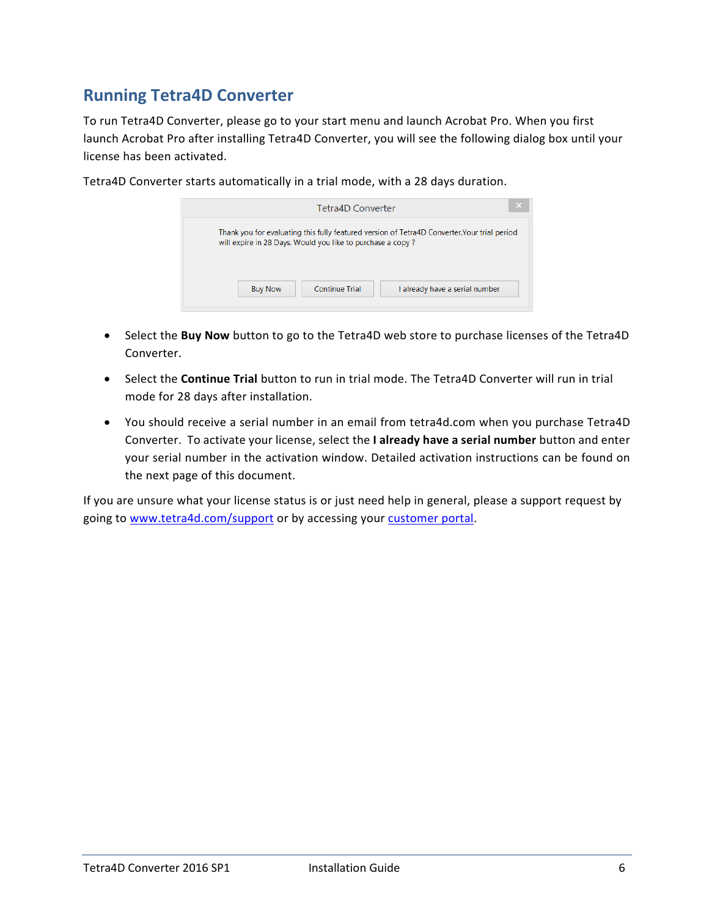## Running Tetra4D Converter

To run Tetra4D Converter, please go to your start menu and launch Acrobat Pro. When you first launch Acrobat Pro after installing Tetra4D Converter, you will see the following dialog box until your license has been activated.

Tetra4D Converter starts automatically in a trial mode, with a 28 days duration.

- Select the **Buy Now** button to go to the Tetra4D web store to purchase licenses of the Tetra4D Converter.
- Select the **Continue Trial** button to run in trial mode. The Tetra4D Converter will run in trial mode for 28 days after installation.
- You should receive a serial number in an email from tetra4d.com when you purchase Tetra4D Converter. To activate your license, select the **I already have a serial number** button and enter your serial number in the activation window. Detailed activation instructions can be found on the next page of this document.

If you are unsure what your license status is or just need help in general, please a support request by going to www.tetra4d.com/support or by accessing your customer portal.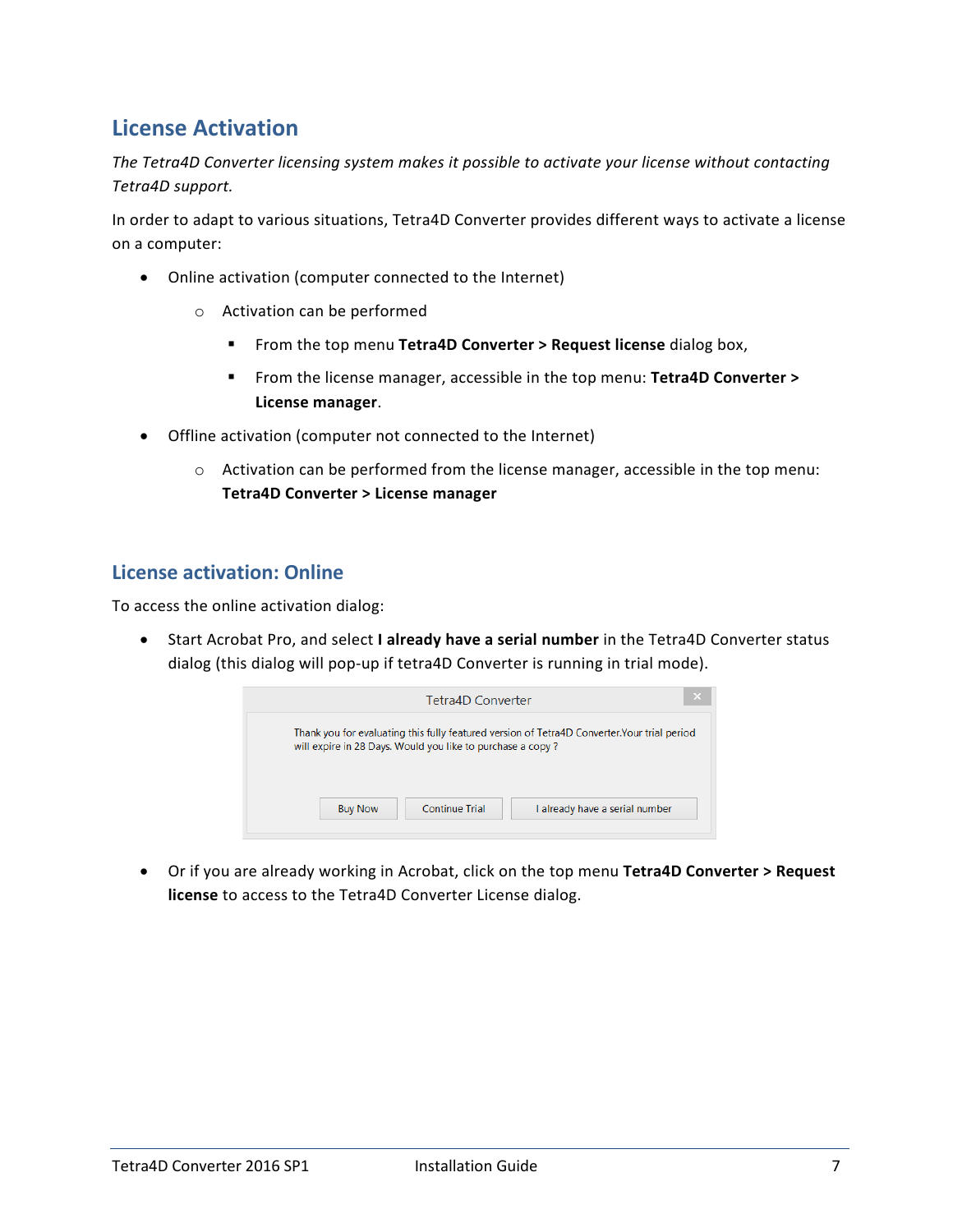## License Activation

*The Tetra4D Converter licensing system makes it possible to activate your license without contacting Tetra4D support.*

In order to adapt to various situations, Tetra4D Converter provides different ways to activate a license on a computer:

- Online activation (computer connected to the Internet)
  - Activation can be performed
    - From the top menu **Tetra4D Converter > Request license** dialog box,
    - From the license manager, accessible in the top menu: **Tetra4D Converter > License manager**.
- Offline activation (computer not connected to the Internet)
  - Activation can be performed from the license manager, accessible in the top menu: **Tetra4D Converter > License manager**

### License activation: Online

To access the online activation dialog:

- Start Acrobat Pro, and select **I already have a serial number** in the Tetra4D Converter status dialog (this dialog will pop-up if tetra4D Converter is running in trial mode).

- Or if you are already working in Acrobat, click on the top menu **Tetra4D Converter > Request license** to access to the Tetra4D Converter License dialog.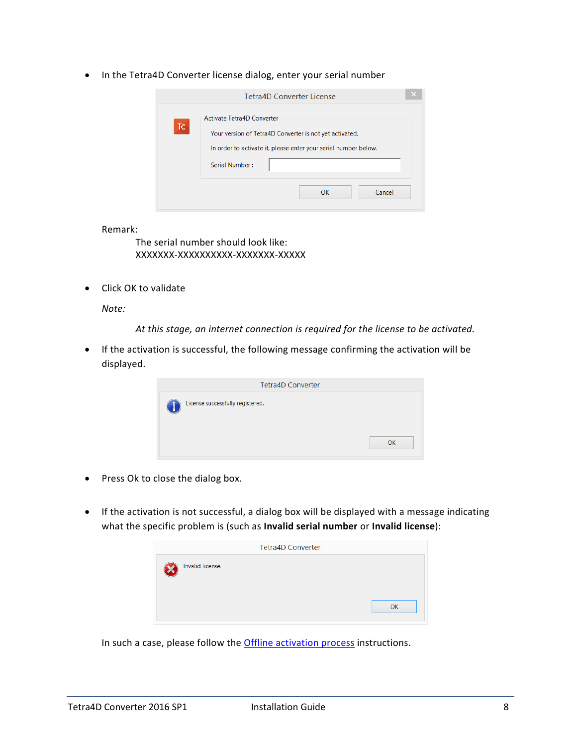- In the Tetra4D Converter license dialog, enter your serial number

Remark:

The serial number should look like:
XXXXXXX-XXXXXXXXXX-XXXXXXX-XXXXX

- Click OK to validate

*Note:*

*At this stage, an internet connection is required for the license to be activated.*

- If the activation is successful, the following message confirming the activation will be displayed.

- Press Ok to close the dialog box.

- If the activation is not successful, a dialog box will be displayed with a message indicating what the specific problem is (such as **Invalid serial number** or **Invalid license**):

In such a case, please follow the Offline activation process instructions.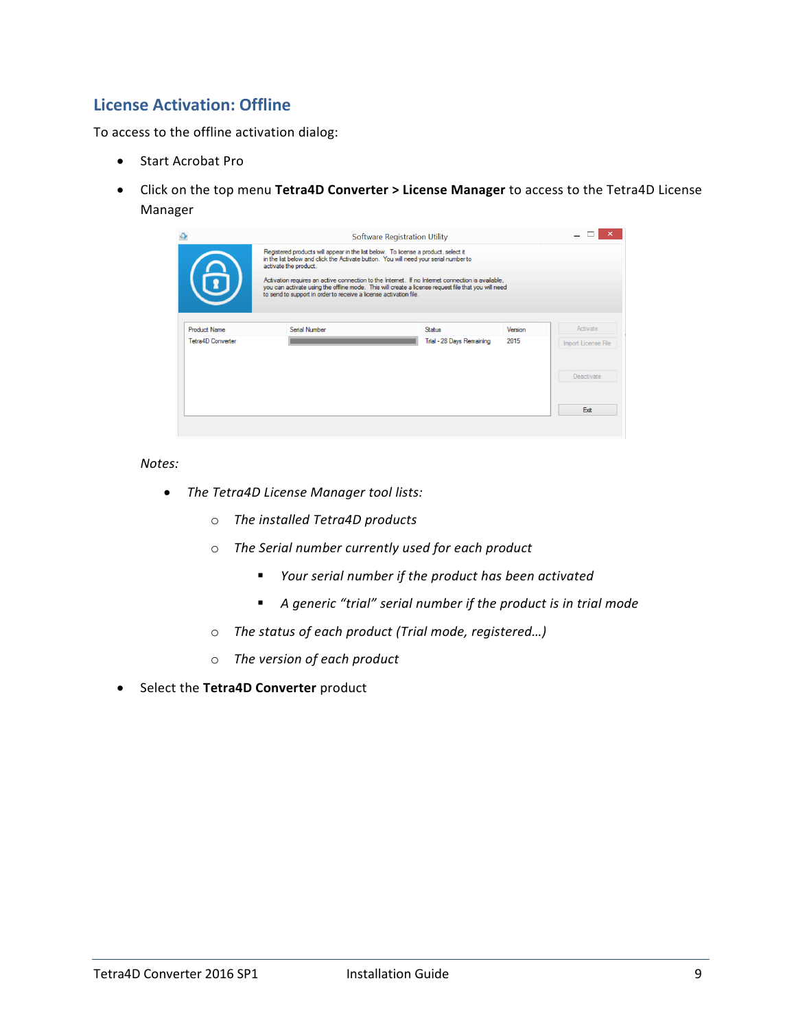## License Activation: Offline

To access to the offline activation dialog:

- Start Acrobat Pro
- Click on the top menu **Tetra4D Converter > License Manager** to access to the Tetra4D License Manager

  *Notes:*

  - *The Tetra4D License Manager tool lists:*
    - *The installed Tetra4D products*
    - *The Serial number currently used for each product*
      - *Your serial number if the product has been activated*
      - *A generic "trial" serial number if the product is in trial mode*
    - *The status of each product (Trial mode, registered…)*
    - *The version of each product*
- Select the **Tetra4D Converter** product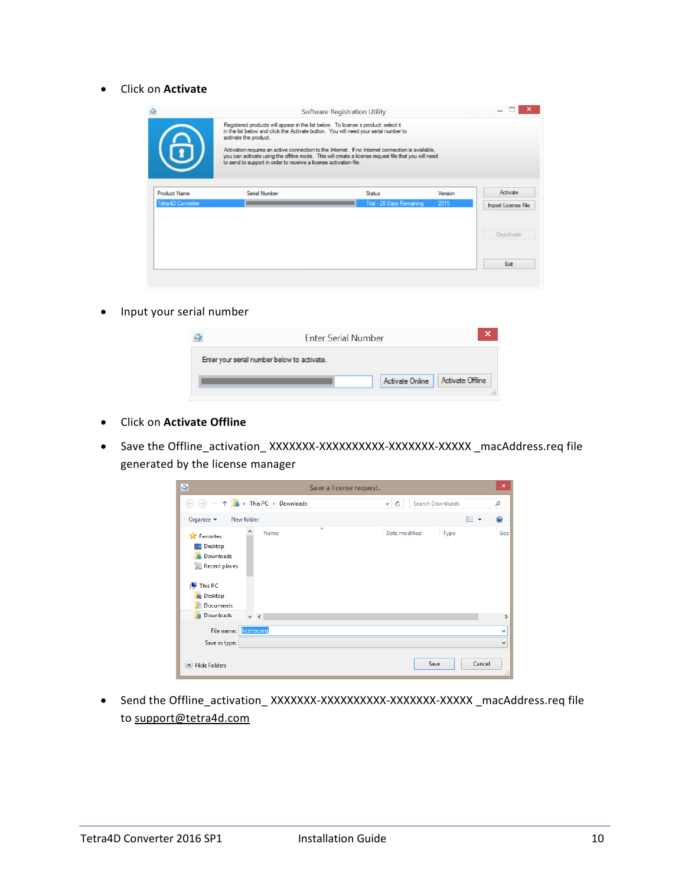- Click on **Activate**

- Input your serial number

- Click on **Activate Offline**

- Save the Offline_activation_ XXXXXXX-XXXXXXXXXX-XXXXXXX-XXXXX _macAddress.req file generated by the license manager

- Send the Offline_activation_ XXXXXXX-XXXXXXXXXX-XXXXXXX-XXXXX _macAddress.req file to support@tetra4d.com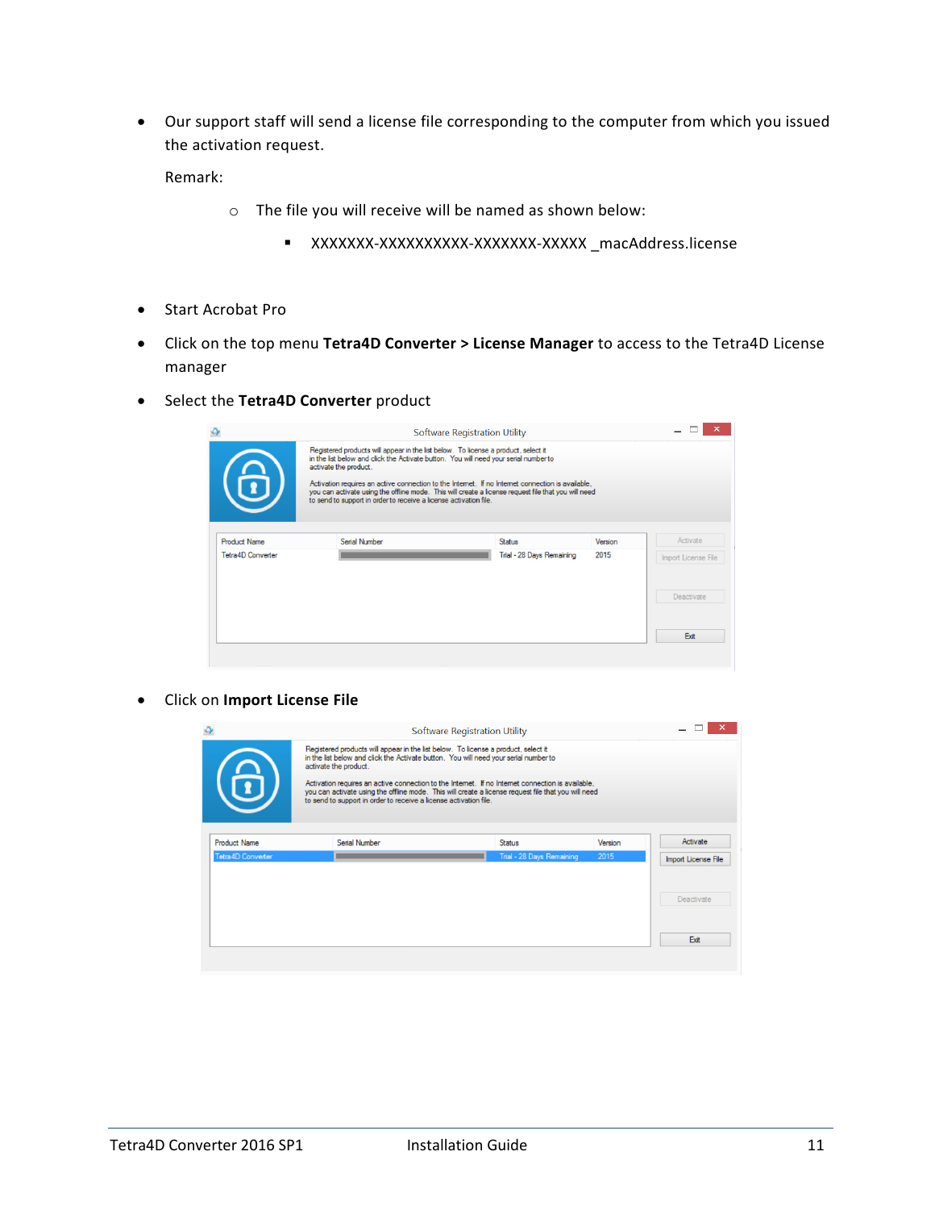- Our support staff will send a license file corresponding to the computer from which you issued the activation request.

  Remark:

  - The file you will receive will be named as shown below:
    - XXXXXXX-XXXXXXXXXX-XXXXXXX-XXXXX _macAddress.license

- Start Acrobat Pro
- Click on the top menu **Tetra4D Converter > License Manager** to access to the Tetra4D License manager
- Select the **Tetra4D Converter** product
- Click on **Import License File**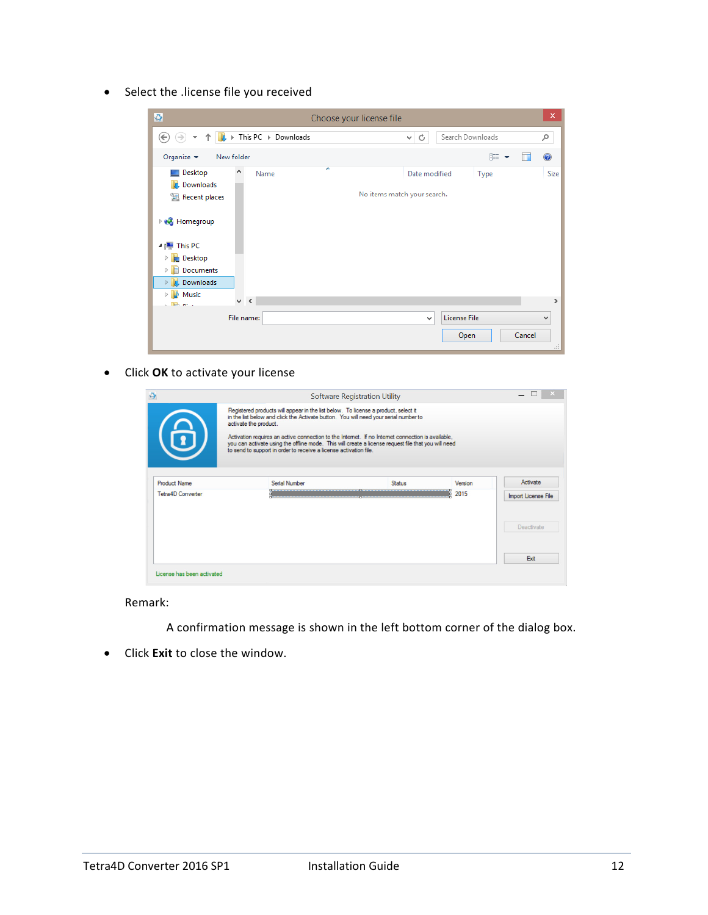- Select the .license file you received

- Click **OK** to activate your license

Remark:

A confirmation message is shown in the left bottom corner of the dialog box.

- Click **Exit** to close the window.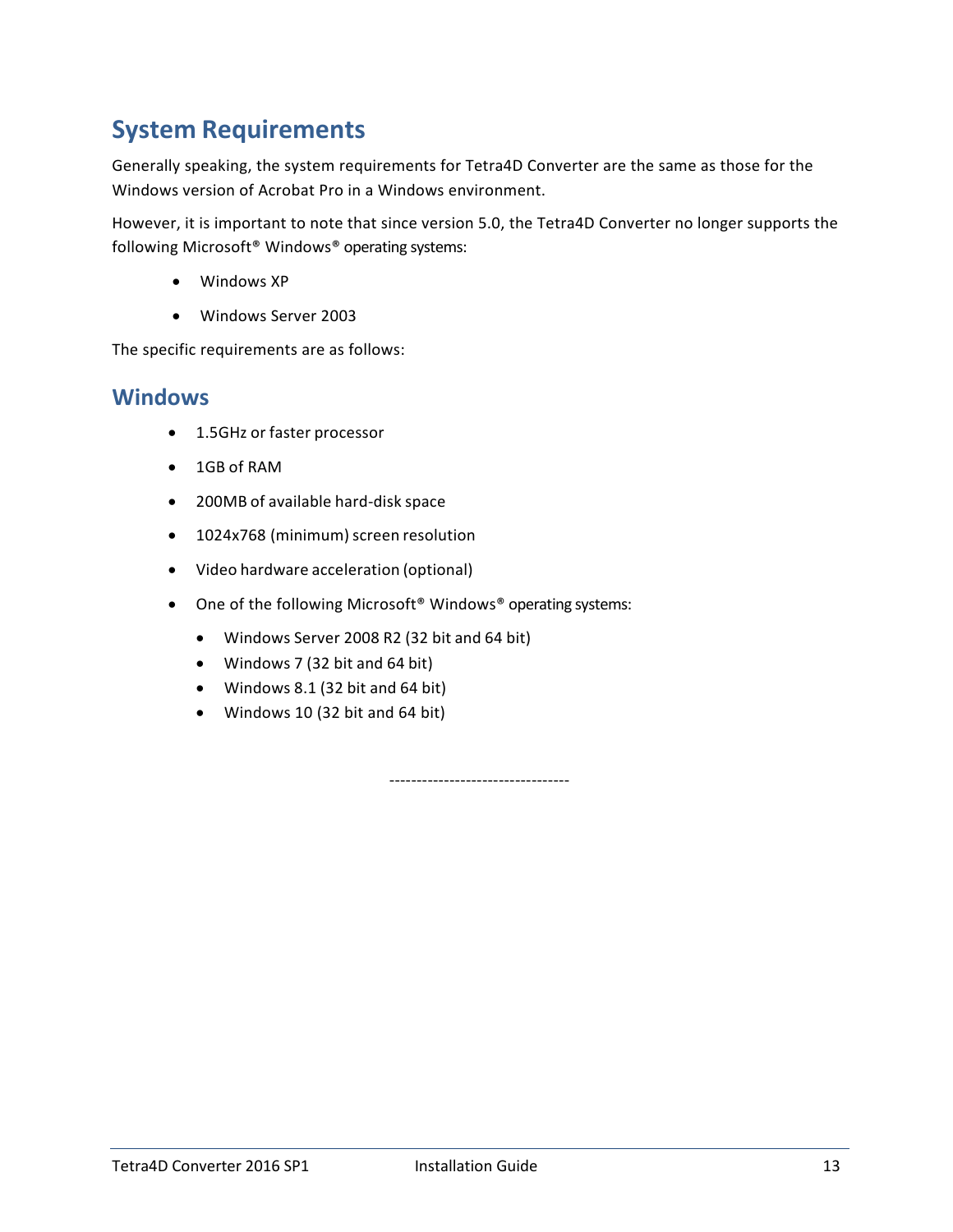# System Requirements

Generally speaking, the system requirements for Tetra4D Converter are the same as those for the Windows version of Acrobat Pro in a Windows environment.

However, it is important to note that since version 5.0, the Tetra4D Converter no longer supports the following Microsoft® Windows® operating systems:

- Windows XP
- Windows Server 2003

The specific requirements are as follows:

## Windows

- 1.5GHz or faster processor
- 1GB of RAM
- 200MB of available hard-disk space
- 1024x768 (minimum) screen resolution
- Video hardware acceleration (optional)
- One of the following Microsoft® Windows® operating systems:
  - Windows Server 2008 R2 (32 bit and 64 bit)
  - Windows 7 (32 bit and 64 bit)
  - Windows 8.1 (32 bit and 64 bit)
  - Windows 10 (32 bit and 64 bit)

---------------------------------